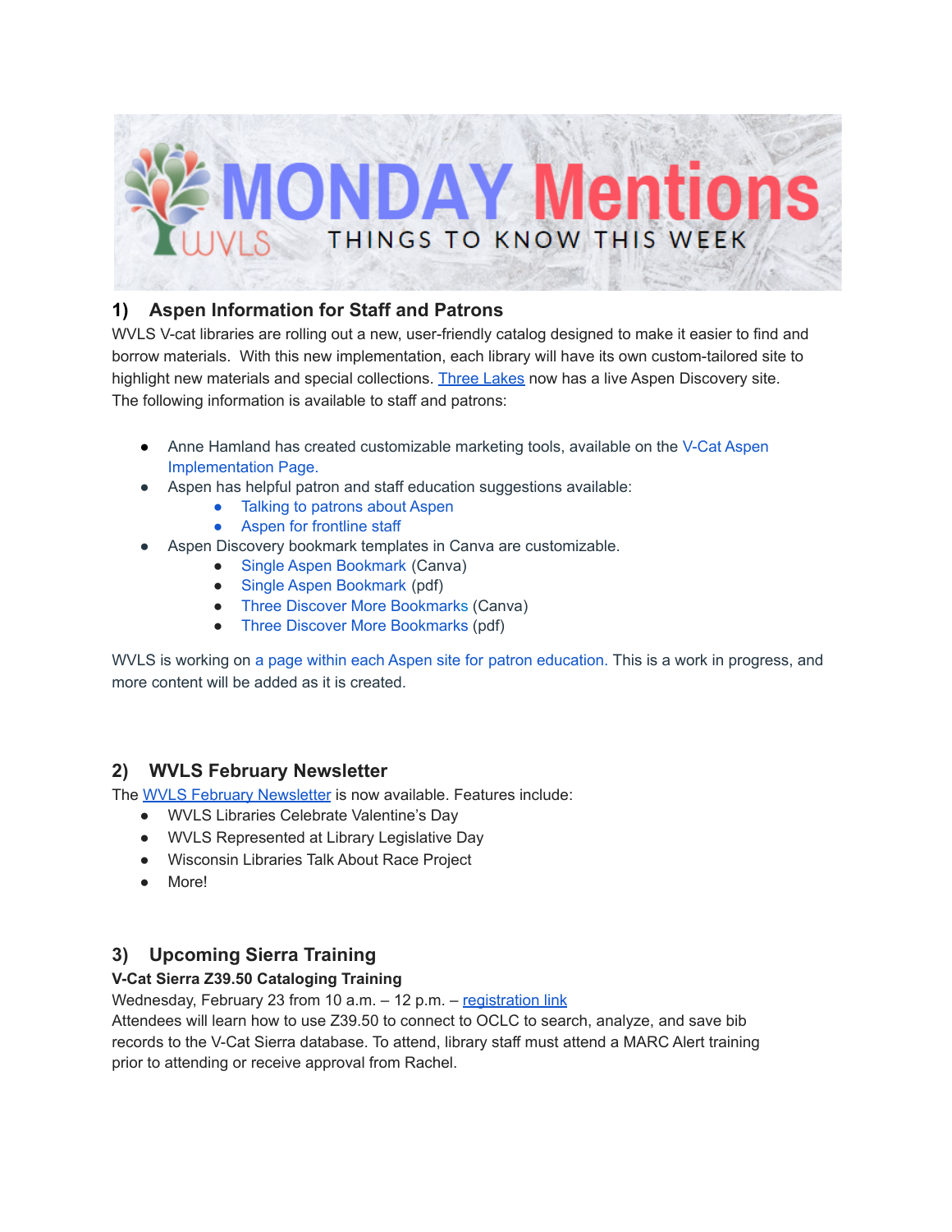# MONDAY Mentions

WVLS — THINGS TO KNOW THIS WEEK

## 1) Aspen Information for Staff and Patrons

WVLS V-cat libraries are rolling out a new, user-friendly catalog designed to make it easier to find and borrow materials. With this new implementation, each library will have its own custom-tailored site to highlight new materials and special collections. Three Lakes now has a live Aspen Discovery site. The following information is available to staff and patrons:

- Anne Hamland has created customizable marketing tools, available on the V-Cat Aspen Implementation Page.
- Aspen has helpful patron and staff education suggestions available:
  - Talking to patrons about Aspen
  - Aspen for frontline staff
- Aspen Discovery bookmark templates in Canva are customizable.
  - Single Aspen Bookmark (Canva)
  - Single Aspen Bookmark (pdf)
  - Three Discover More Bookmarks (Canva)
  - Three Discover More Bookmarks (pdf)

WVLS is working on a page within each Aspen site for patron education. This is a work in progress, and more content will be added as it is created.

## 2) WVLS February Newsletter

The WVLS February Newsletter is now available. Features include:

- WVLS Libraries Celebrate Valentine's Day
- WVLS Represented at Library Legislative Day
- Wisconsin Libraries Talk About Race Project
- More!

## 3) Upcoming Sierra Training

**V-Cat Sierra Z39.50 Cataloging Training**

Wednesday, February 23 from 10 a.m. – 12 p.m. – registration link

Attendees will learn how to use Z39.50 to connect to OCLC to search, analyze, and save bib records to the V-Cat Sierra database. To attend, library staff must attend a MARC Alert training prior to attending or receive approval from Rachel.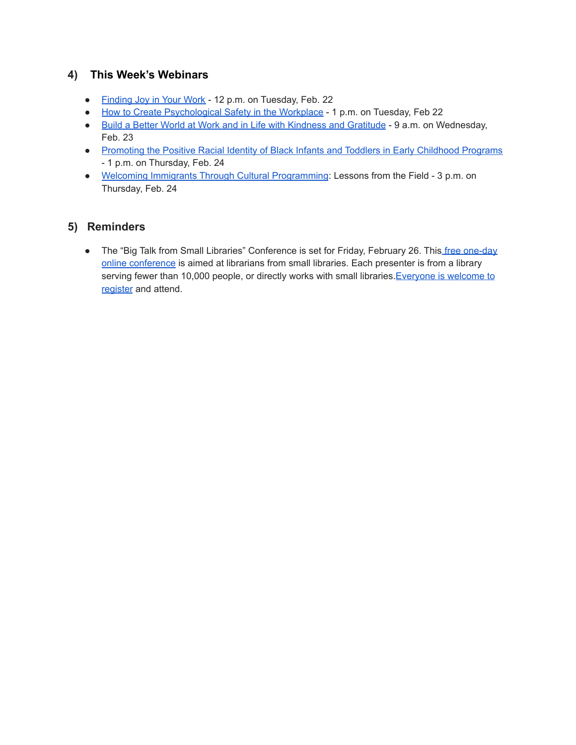## 4) This Week's Webinars

- Finding Joy in Your Work - 12 p.m. on Tuesday, Feb. 22
- How to Create Psychological Safety in the Workplace - 1 p.m. on Tuesday, Feb 22
- Build a Better World at Work and in Life with Kindness and Gratitude - 9 a.m. on Wednesday, Feb. 23
- Promoting the Positive Racial Identity of Black Infants and Toddlers in Early Childhood Programs - 1 p.m. on Thursday, Feb. 24
- Welcoming Immigrants Through Cultural Programming: Lessons from the Field - 3 p.m. on Thursday, Feb. 24

## 5) Reminders

- The "Big Talk from Small Libraries" Conference is set for Friday, February 26. This free one-day online conference is aimed at librarians from small libraries. Each presenter is from a library serving fewer than 10,000 people, or directly works with small libraries. Everyone is welcome to register and attend.